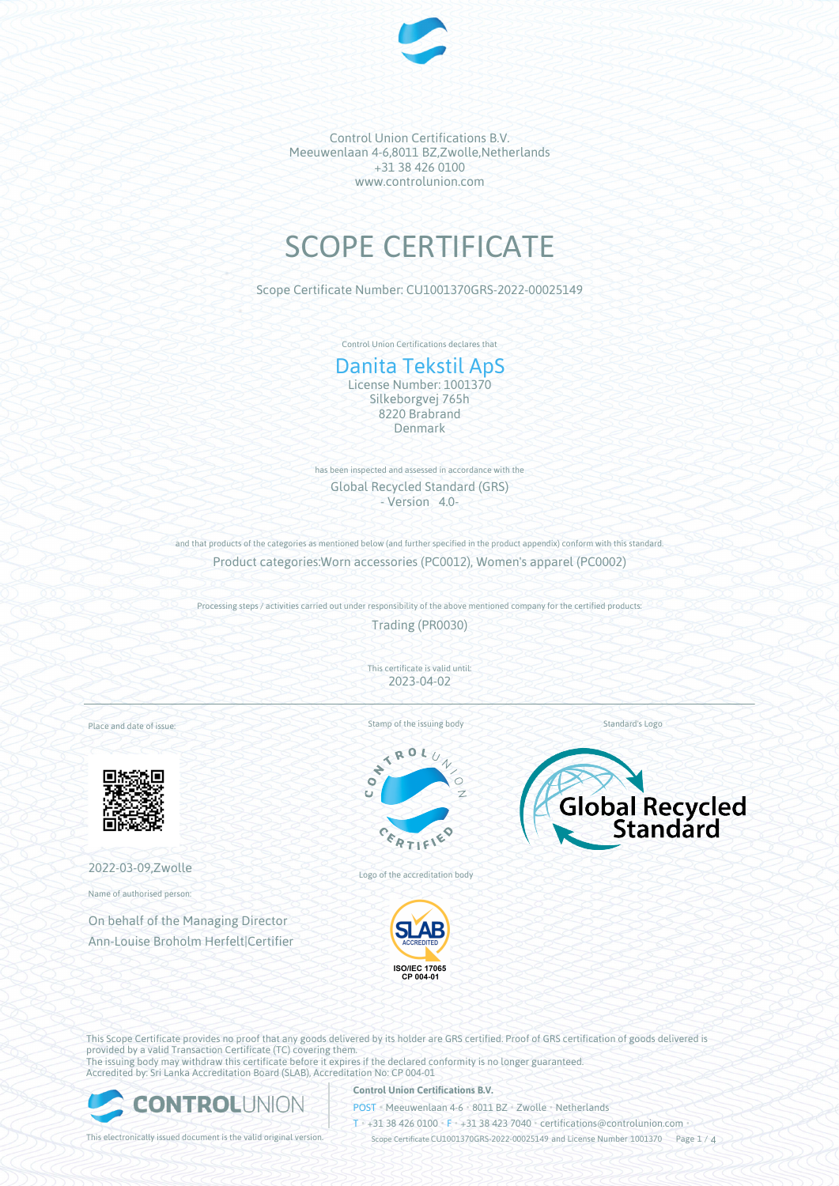Control Union Certifications B.V.
Meeuwenlaan 4-6,8011 BZ,Zwolle,Netherlands
+31 38 426 0100
www.controlunion.com

# SCOPE CERTIFICATE

Scope Certificate Number: CU1001370GRS-2022-00025149

Control Union Certifications declares that

## Danita Tekstil ApS

License Number: 1001370
Silkeborgvej 765h
8220 Brabrand
Denmark

has been inspected and assessed in accordance with the

Global Recycled Standard (GRS)
- Version 4.0-

and that products of the categories as mentioned below (and further specified in the product appendix) conform with this standard.

Product categories:Worn accessories (PC0012), Women's apparel (PC0002)

Processing steps / activities carried out under responsibility of the above mentioned company for the certified products:

Trading (PR0030)

This certificate is valid until:
2023-04-02

Place and date of issue:

2022-03-09,Zwolle

Name of authorised person:

On behalf of the Managing Director
Ann-Louise Broholm Herfelt|Certifier

Stamp of the issuing body

Logo of the accreditation body

Standard's Logo

This Scope Certificate provides no proof that any goods delivered by its holder are GRS certified. Proof of GRS certification of goods delivered is provided by a valid Transaction Certificate (TC) covering them.
The issuing body may withdraw this certificate before it expires if the declared conformity is no longer guaranteed.
Accredited by: Sri Lanka Accreditation Board (SLAB), Accreditation No: CP 004-01

This electronically issued document is the valid original version.

**Control Union Certifications B.V.**
POST • Meeuwenlaan 4-6 • 8011 BZ • Zwolle • Netherlands
T • +31 38 426 0100 • F • +31 38 423 7040 • certifications@controlunion.com •
Scope Certificate CU1001370GRS-2022-00025149 and License Number 1001370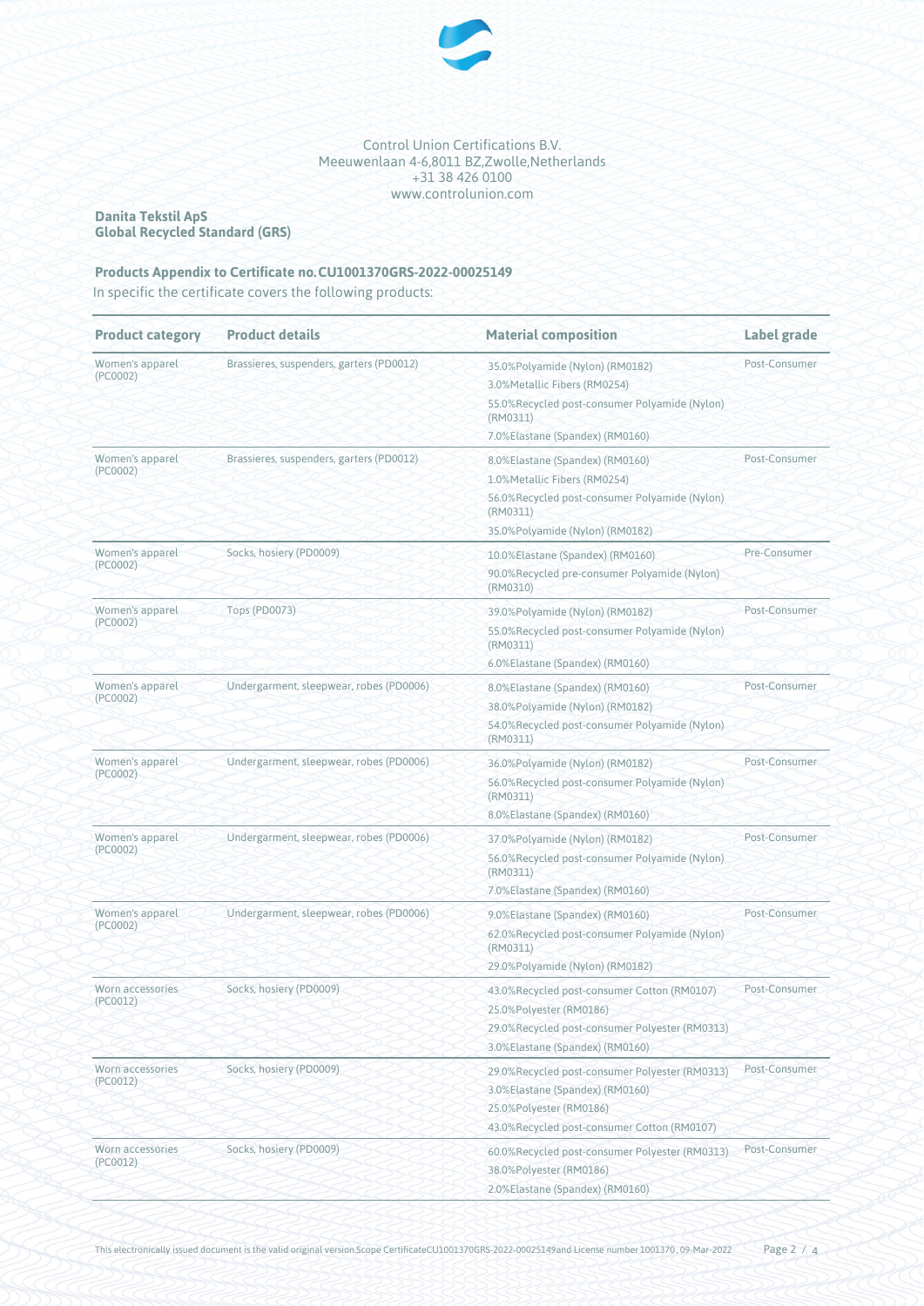Control Union Certifications B.V.
Meeuwenlaan 4-6,8011 BZ,Zwolle,Netherlands
+31 38 426 0100
www.controlunion.com

**Danita Tekstil ApS**
**Global Recycled Standard (GRS)**

**Products Appendix to Certificate no. CU1001370GRS-2022-00025149**

In specific the certificate covers the following products:

| Product category | Product details | Material composition | Label grade |
|---|---|---|---|
| Women's apparel (PC0002) | Brassieres, suspenders, garters (PD0012) | 35.0%Polyamide (Nylon) (RM0182)<br>3.0%Metallic Fibers (RM0254)<br>55.0%Recycled post-consumer Polyamide (Nylon) (RM0311)<br>7.0%Elastane (Spandex) (RM0160) | Post-Consumer |
| Women's apparel (PC0002) | Brassieres, suspenders, garters (PD0012) | 8.0%Elastane (Spandex) (RM0160)<br>1.0%Metallic Fibers (RM0254)<br>56.0%Recycled post-consumer Polyamide (Nylon) (RM0311)<br>35.0%Polyamide (Nylon) (RM0182) | Post-Consumer |
| Women's apparel (PC0002) | Socks, hosiery (PD0009) | 10.0%Elastane (Spandex) (RM0160)<br>90.0%Recycled pre-consumer Polyamide (Nylon) (RM0310) | Pre-Consumer |
| Women's apparel (PC0002) | Tops (PD0073) | 39.0%Polyamide (Nylon) (RM0182)<br>55.0%Recycled post-consumer Polyamide (Nylon) (RM0311)<br>6.0%Elastane (Spandex) (RM0160) | Post-Consumer |
| Women's apparel (PC0002) | Undergarment, sleepwear, robes (PD0006) | 8.0%Elastane (Spandex) (RM0160)<br>38.0%Polyamide (Nylon) (RM0182)<br>54.0%Recycled post-consumer Polyamide (Nylon) (RM0311) | Post-Consumer |
| Women's apparel (PC0002) | Undergarment, sleepwear, robes (PD0006) | 36.0%Polyamide (Nylon) (RM0182)<br>56.0%Recycled post-consumer Polyamide (Nylon) (RM0311)<br>8.0%Elastane (Spandex) (RM0160) | Post-Consumer |
| Women's apparel (PC0002) | Undergarment, sleepwear, robes (PD0006) | 37.0%Polyamide (Nylon) (RM0182)<br>56.0%Recycled post-consumer Polyamide (Nylon) (RM0311)<br>7.0%Elastane (Spandex) (RM0160) | Post-Consumer |
| Women's apparel (PC0002) | Undergarment, sleepwear, robes (PD0006) | 9.0%Elastane (Spandex) (RM0160)<br>62.0%Recycled post-consumer Polyamide (Nylon) (RM0311)<br>29.0%Polyamide (Nylon) (RM0182) | Post-Consumer |
| Worn accessories (PC0012) | Socks, hosiery (PD0009) | 43.0%Recycled post-consumer Cotton (RM0107)<br>25.0%Polyester (RM0186)<br>29.0%Recycled post-consumer Polyester (RM0313)<br>3.0%Elastane (Spandex) (RM0160) | Post-Consumer |
| Worn accessories (PC0012) | Socks, hosiery (PD0009) | 29.0%Recycled post-consumer Polyester (RM0313)<br>3.0%Elastane (Spandex) (RM0160)<br>25.0%Polyester (RM0186)<br>43.0%Recycled post-consumer Cotton (RM0107) | Post-Consumer |
| Worn accessories (PC0012) | Socks, hosiery (PD0009) | 60.0%Recycled post-consumer Polyester (RM0313)<br>38.0%Polyester (RM0186)<br>2.0%Elastane (Spandex) (RM0160) | Post-Consumer |

This electronically issued document is the valid original version.Scope CertificateCU1001370GRS-2022-00025149and License number 1001370 , 09-Mar-2022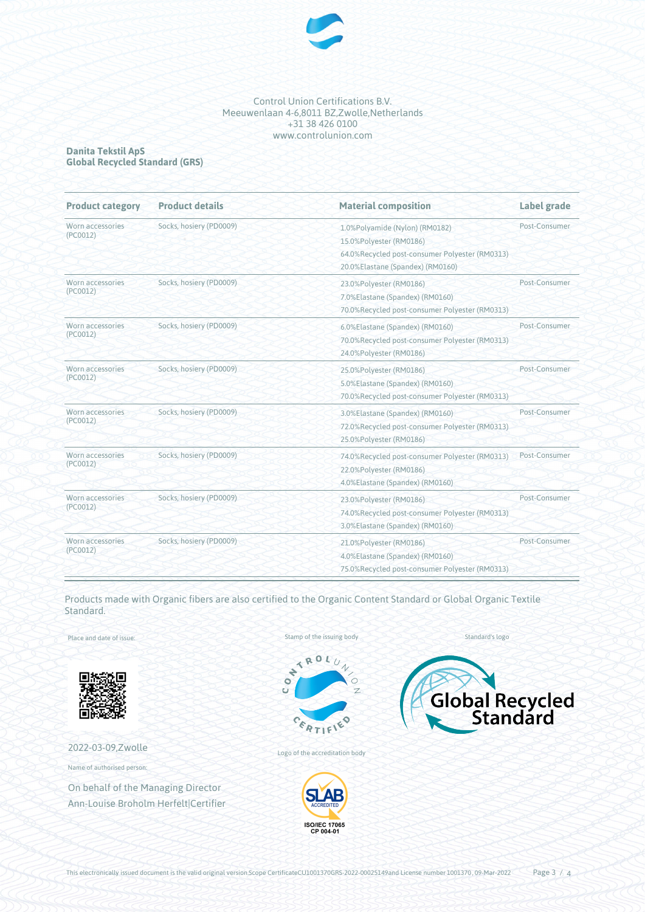Control Union Certifications B.V.
Meeuwenlaan 4-6,8011 BZ,Zwolle,Netherlands
+31 38 426 0100
www.controlunion.com

**Danita Tekstil ApS**
**Global Recycled Standard (GRS)**

| Product category | Product details | Material composition | Label grade |
|---|---|---|---|
| Worn accessories (PC0012) | Socks, hosiery (PD0009) | 1.0%Polyamide (Nylon) (RM0182)<br>15.0%Polyester (RM0186)<br>64.0%Recycled post-consumer Polyester (RM0313)<br>20.0%Elastane (Spandex) (RM0160) | Post-Consumer |
| Worn accessories (PC0012) | Socks, hosiery (PD0009) | 23.0%Polyester (RM0186)<br>7.0%Elastane (Spandex) (RM0160)<br>70.0%Recycled post-consumer Polyester (RM0313) | Post-Consumer |
| Worn accessories (PC0012) | Socks, hosiery (PD0009) | 6.0%Elastane (Spandex) (RM0160)<br>70.0%Recycled post-consumer Polyester (RM0313)<br>24.0%Polyester (RM0186) | Post-Consumer |
| Worn accessories (PC0012) | Socks, hosiery (PD0009) | 25.0%Polyester (RM0186)<br>5.0%Elastane (Spandex) (RM0160)<br>70.0%Recycled post-consumer Polyester (RM0313) | Post-Consumer |
| Worn accessories (PC0012) | Socks, hosiery (PD0009) | 3.0%Elastane (Spandex) (RM0160)<br>72.0%Recycled post-consumer Polyester (RM0313)<br>25.0%Polyester (RM0186) | Post-Consumer |
| Worn accessories (PC0012) | Socks, hosiery (PD0009) | 74.0%Recycled post-consumer Polyester (RM0313)<br>22.0%Polyester (RM0186)<br>4.0%Elastane (Spandex) (RM0160) | Post-Consumer |
| Worn accessories (PC0012) | Socks, hosiery (PD0009) | 23.0%Polyester (RM0186)<br>74.0%Recycled post-consumer Polyester (RM0313)<br>3.0%Elastane (Spandex) (RM0160) | Post-Consumer |
| Worn accessories (PC0012) | Socks, hosiery (PD0009) | 21.0%Polyester (RM0186)<br>4.0%Elastane (Spandex) (RM0160)<br>75.0%Recycled post-consumer Polyester (RM0313) | Post-Consumer |

Products made with Organic fibers are also certified to the Organic Content Standard or Global Organic Textile Standard.

Place and date of issue:

2022-03-09,Zwolle

Name of authorised person:

On behalf of the Managing Director
Ann-Louise Broholm Herfelt|Certifier

Stamp of the issuing body

Logo of the accreditation body

Standard's logo

This electronically issued document is the valid original version.Scope CertificateCU1001370GRS-2022-00025149and License number 1001370 , 09-Mar-2022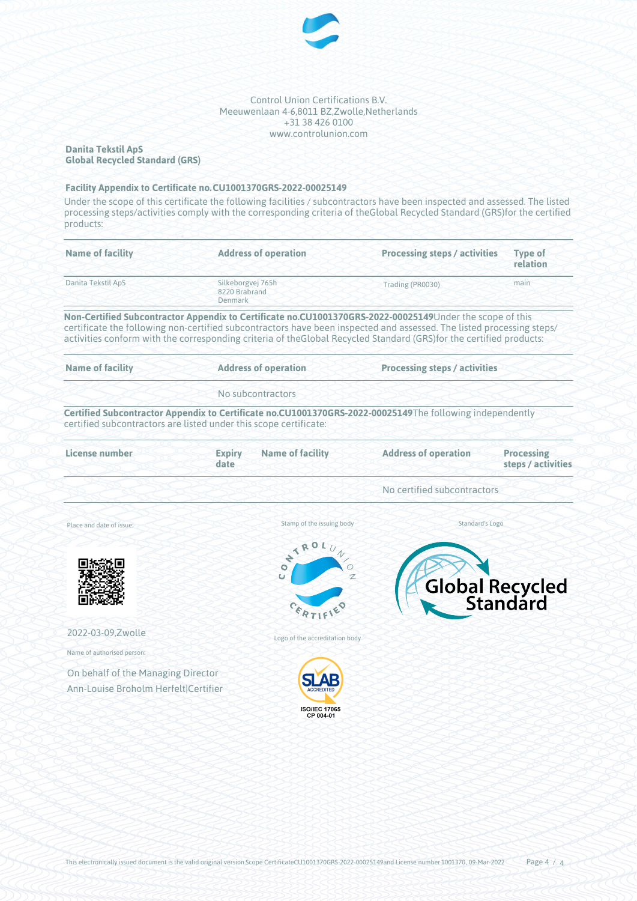Control Union Certifications B.V.
Meeuwenlaan 4-6,8011 BZ,Zwolle,Netherlands
+31 38 426 0100
www.controlunion.com

**Danita Tekstil ApS**
**Global Recycled Standard (GRS)**

**Facility Appendix to Certificate no. CU1001370GRS-2022-00025149**

Under the scope of this certificate the following facilities / subcontractors have been inspected and assessed. The listed processing steps/activities comply with the corresponding criteria of theGlobal Recycled Standard (GRS)for the certified products:

| Name of facility | Address of operation | Processing steps / activities | Type of relation |
|---|---|---|---|
| Danita Tekstil ApS | Silkeborgvej 765h 8220 Brabrand Denmark | Trading (PR0030) | main |

**Non-Certified Subcontractor Appendix to Certificate no.CU1001370GRS-2022-00025149**Under the scope of this certificate the following non-certified subcontractors have been inspected and assessed. The listed processing steps/ activities conform with the corresponding criteria of theGlobal Recycled Standard (GRS)for the certified products:

| Name of facility | Address of operation | Processing steps / activities |
|---|---|---|
| | No subcontractors | |

**Certified Subcontractor Appendix to Certificate no.CU1001370GRS-2022-00025149**The following independently certified subcontractors are listed under this scope certificate:

| License number | Expiry date | Name of facility | Address of operation | Processing steps / activities |
|---|---|---|---|---|
| | | | No certified subcontractors | |

Place and date of issue:

2022-03-09,Zwolle

Name of authorised person:

On behalf of the Managing Director
Ann-Louise Broholm Herfelt|Certifier

Stamp of the issuing body

Standard's Logo

Logo of the accreditation body

This electronically issued document is the valid original version.Scope CertificateCU1001370GRS-2022-00025149and License number 1001370 , 09-Mar-2022